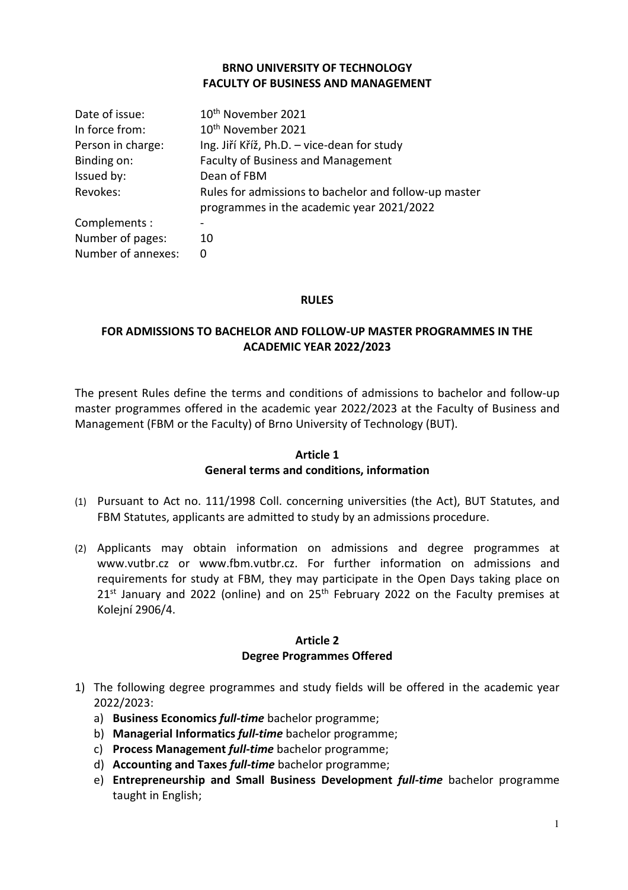**BRNO UNIVERSITY OF TECHNOLOGY**
**FACULTY OF BUSINESS AND MANAGEMENT**

| | |
|---|---|
| Date of issue: | 10th November 2021 |
| In force from: | 10th November 2021 |
| Person in charge: | Ing. Jiří Kříž, Ph.D. – vice-dean for study |
| Binding on: | Faculty of Business and Management |
| Issued by: | Dean of FBM |
| Revokes: | Rules for admissions to bachelor and follow-up master programmes in the academic year 2021/2022 |
| Complements : | - |
| Number of pages: | 10 |
| Number of annexes: | 0 |

# RULES

## FOR ADMISSIONS TO BACHELOR AND FOLLOW-UP MASTER PROGRAMMES IN THE ACADEMIC YEAR 2022/2023

The present Rules define the terms and conditions of admissions to bachelor and follow-up master programmes offered in the academic year 2022/2023 at the Faculty of Business and Management (FBM or the Faculty) of Brno University of Technology (BUT).

### Article 1
### General terms and conditions, information

(1) Pursuant to Act no. 111/1998 Coll. concerning universities (the Act), BUT Statutes, and FBM Statutes, applicants are admitted to study by an admissions procedure.

(2) Applicants may obtain information on admissions and degree programmes at www.vutbr.cz or www.fbm.vutbr.cz. For further information on admissions and requirements for study at FBM, they may participate in the Open Days taking place on 21st January and 2022 (online) and on 25th February 2022 on the Faculty premises at Kolejní 2906/4.

### Article 2
### Degree Programmes Offered

1) The following degree programmes and study fields will be offered in the academic year 2022/2023:
   a) **Business Economics** ***full-time*** bachelor programme;
   b) **Managerial Informatics** ***full-time*** bachelor programme;
   c) **Process Management** ***full-time*** bachelor programme;
   d) **Accounting and Taxes** ***full-time*** bachelor programme;
   e) **Entrepreneurship and Small Business Development** ***full-time*** bachelor programme taught in English;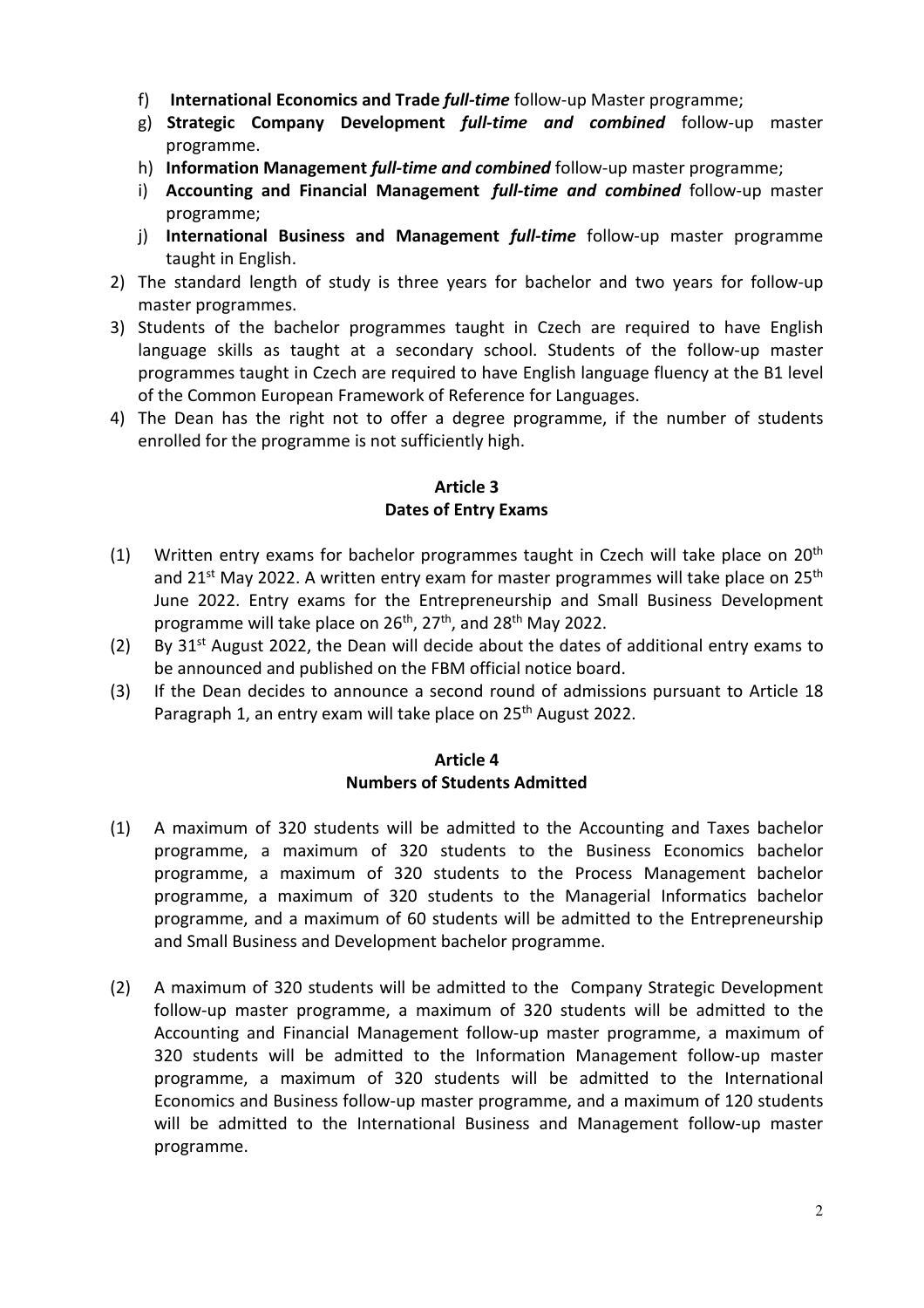f) **International Economics and Trade** ***full-time*** follow-up Master programme;
g) **Strategic Company Development** ***full-time and combined*** follow-up master programme.
h) **Information Management** ***full-time and combined*** follow-up master programme;
i) **Accounting and Financial Management** ***full-time and combined*** follow-up master programme;
j) **International Business and Management** ***full-time*** follow-up master programme taught in English.

2) The standard length of study is three years for bachelor and two years for follow-up master programmes.
3) Students of the bachelor programmes taught in Czech are required to have English language skills as taught at a secondary school. Students of the follow-up master programmes taught in Czech are required to have English language fluency at the B1 level of the Common European Framework of Reference for Languages.
4) The Dean has the right not to offer a degree programme, if the number of students enrolled for the programme is not sufficiently high.

## Article 3
## Dates of Entry Exams

(1) Written entry exams for bachelor programmes taught in Czech will take place on 20th and 21st May 2022. A written entry exam for master programmes will take place on 25th June 2022. Entry exams for the Entrepreneurship and Small Business Development programme will take place on 26th, 27th, and 28th May 2022.

(2) By 31st August 2022, the Dean will decide about the dates of additional entry exams to be announced and published on the FBM official notice board.

(3) If the Dean decides to announce a second round of admissions pursuant to Article 18 Paragraph 1, an entry exam will take place on 25th August 2022.

## Article 4
## Numbers of Students Admitted

(1) A maximum of 320 students will be admitted to the Accounting and Taxes bachelor programme, a maximum of 320 students to the Business Economics bachelor programme, a maximum of 320 students to the Process Management bachelor programme, a maximum of 320 students to the Managerial Informatics bachelor programme, and a maximum of 60 students will be admitted to the Entrepreneurship and Small Business and Development bachelor programme.

(2) A maximum of 320 students will be admitted to the Company Strategic Development follow-up master programme, a maximum of 320 students will be admitted to the Accounting and Financial Management follow-up master programme, a maximum of 320 students will be admitted to the Information Management follow-up master programme, a maximum of 320 students will be admitted to the International Economics and Business follow-up master programme, and a maximum of 120 students will be admitted to the International Business and Management follow-up master programme.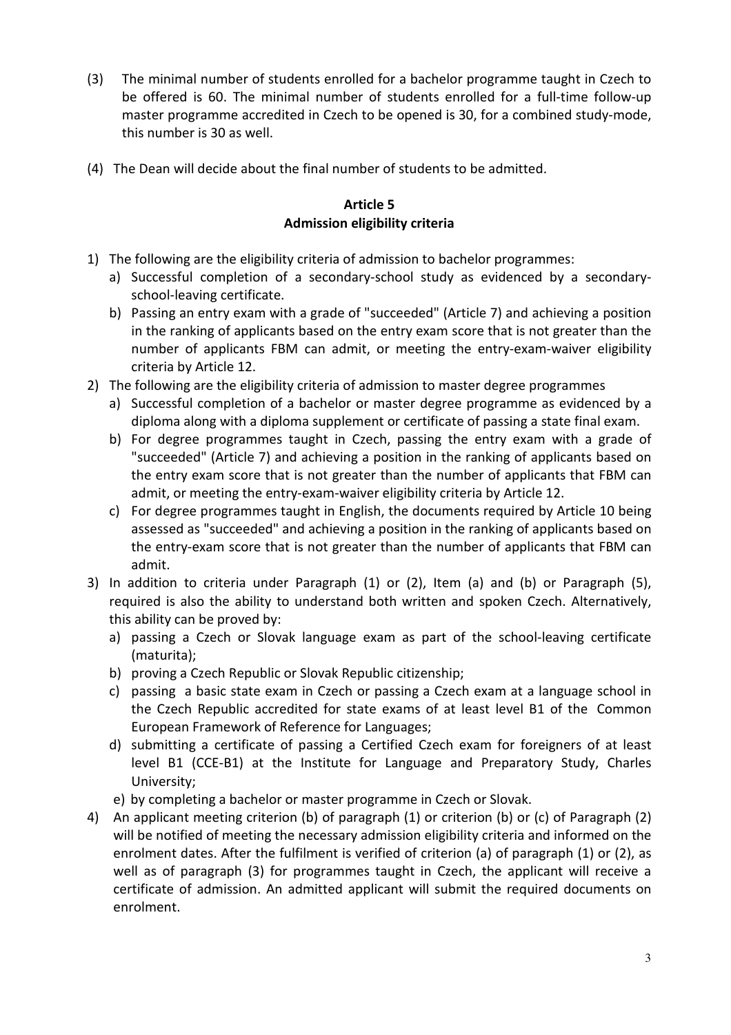(3) The minimal number of students enrolled for a bachelor programme taught in Czech to be offered is 60. The minimal number of students enrolled for a full-time follow-up master programme accredited in Czech to be opened is 30, for a combined study-mode, this number is 30 as well.

(4) The Dean will decide about the final number of students to be admitted.

## Article 5
## Admission eligibility criteria

1) The following are the eligibility criteria of admission to bachelor programmes:
   a) Successful completion of a secondary-school study as evidenced by a secondary-school-leaving certificate.
   b) Passing an entry exam with a grade of "succeeded" (Article 7) and achieving a position in the ranking of applicants based on the entry exam score that is not greater than the number of applicants FBM can admit, or meeting the entry-exam-waiver eligibility criteria by Article 12.
2) The following are the eligibility criteria of admission to master degree programmes
   a) Successful completion of a bachelor or master degree programme as evidenced by a diploma along with a diploma supplement or certificate of passing a state final exam.
   b) For degree programmes taught in Czech, passing the entry exam with a grade of "succeeded" (Article 7) and achieving a position in the ranking of applicants based on the entry exam score that is not greater than the number of applicants that FBM can admit, or meeting the entry-exam-waiver eligibility criteria by Article 12.
   c) For degree programmes taught in English, the documents required by Article 10 being assessed as "succeeded" and achieving a position in the ranking of applicants based on the entry-exam score that is not greater than the number of applicants that FBM can admit.
3) In addition to criteria under Paragraph (1) or (2), Item (a) and (b) or Paragraph (5), required is also the ability to understand both written and spoken Czech. Alternatively, this ability can be proved by:
   a) passing a Czech or Slovak language exam as part of the school-leaving certificate (maturita);
   b) proving a Czech Republic or Slovak Republic citizenship;
   c) passing a basic state exam in Czech or passing a Czech exam at a language school in the Czech Republic accredited for state exams of at least level B1 of the Common European Framework of Reference for Languages;
   d) submitting a certificate of passing a Certified Czech exam for foreigners of at least level B1 (CCE-B1) at the Institute for Language and Preparatory Study, Charles University;
   e) by completing a bachelor or master programme in Czech or Slovak.
4) An applicant meeting criterion (b) of paragraph (1) or criterion (b) or (c) of Paragraph (2) will be notified of meeting the necessary admission eligibility criteria and informed on the enrolment dates. After the fulfilment is verified of criterion (a) of paragraph (1) or (2), as well as of paragraph (3) for programmes taught in Czech, the applicant will receive a certificate of admission. An admitted applicant will submit the required documents on enrolment.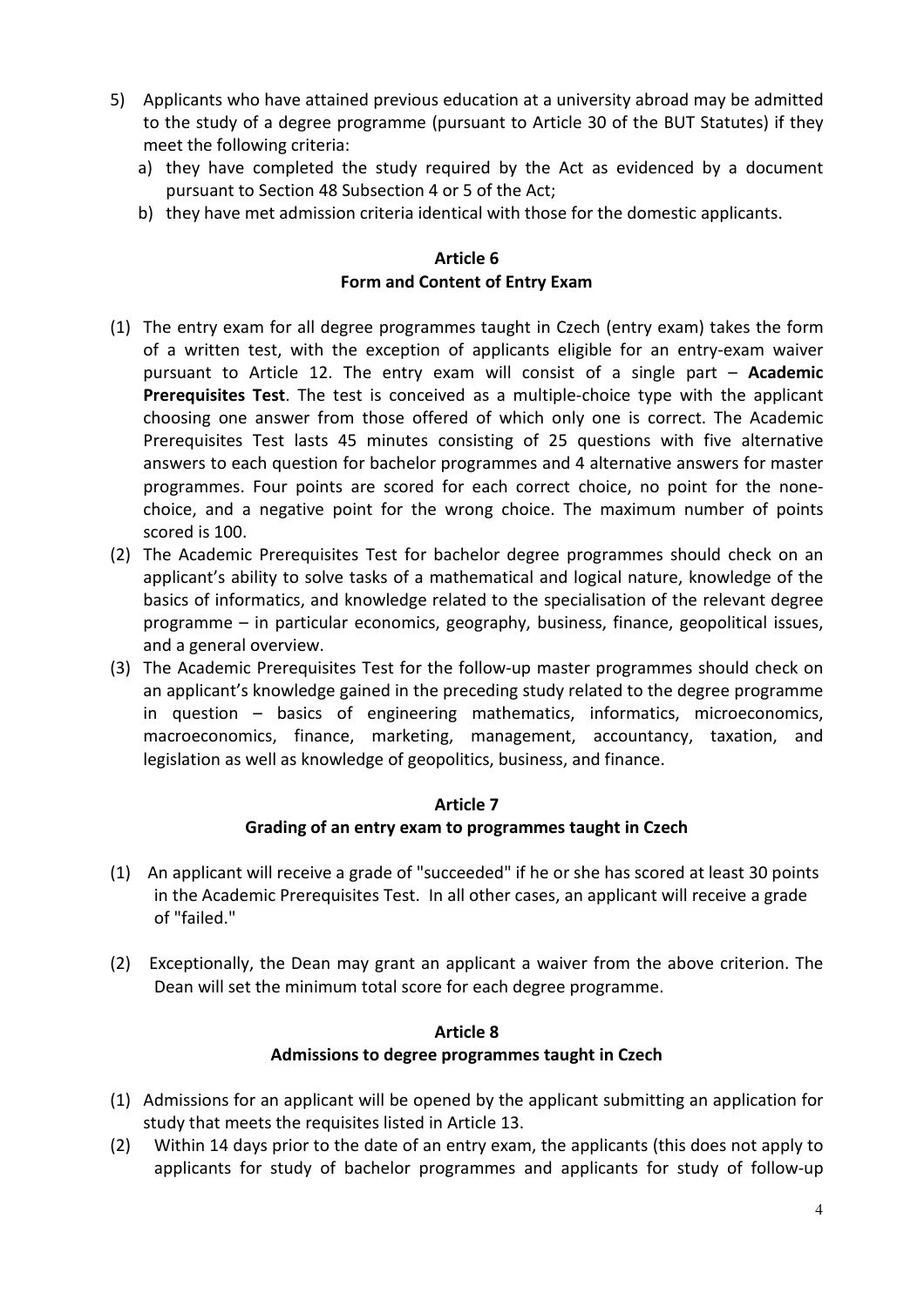5) Applicants who have attained previous education at a university abroad may be admitted to the study of a degree programme (pursuant to Article 30 of the BUT Statutes) if they meet the following criteria:
   a) they have completed the study required by the Act as evidenced by a document pursuant to Section 48 Subsection 4 or 5 of the Act;
   b) they have met admission criteria identical with those for the domestic applicants.

## Article 6
## Form and Content of Entry Exam

(1) The entry exam for all degree programmes taught in Czech (entry exam) takes the form of a written test, with the exception of applicants eligible for an entry-exam waiver pursuant to Article 12. The entry exam will consist of a single part – **Academic Prerequisites Test**. The test is conceived as a multiple-choice type with the applicant choosing one answer from those offered of which only one is correct. The Academic Prerequisites Test lasts 45 minutes consisting of 25 questions with five alternative answers to each question for bachelor programmes and 4 alternative answers for master programmes. Four points are scored for each correct choice, no point for the none-choice, and a negative point for the wrong choice. The maximum number of points scored is 100.

(2) The Academic Prerequisites Test for bachelor degree programmes should check on an applicant's ability to solve tasks of a mathematical and logical nature, knowledge of the basics of informatics, and knowledge related to the specialisation of the relevant degree programme – in particular economics, geography, business, finance, geopolitical issues, and a general overview.

(3) The Academic Prerequisites Test for the follow-up master programmes should check on an applicant's knowledge gained in the preceding study related to the degree programme in question – basics of engineering mathematics, informatics, microeconomics, macroeconomics, finance, marketing, management, accountancy, taxation, and legislation as well as knowledge of geopolitics, business, and finance.

## Article 7
## Grading of an entry exam to programmes taught in Czech

(1) An applicant will receive a grade of "succeeded" if he or she has scored at least 30 points in the Academic Prerequisites Test. In all other cases, an applicant will receive a grade of "failed."

(2) Exceptionally, the Dean may grant an applicant a waiver from the above criterion. The Dean will set the minimum total score for each degree programme.

## Article 8
## Admissions to degree programmes taught in Czech

(1) Admissions for an applicant will be opened by the applicant submitting an application for study that meets the requisites listed in Article 13.

(2) Within 14 days prior to the date of an entry exam, the applicants (this does not apply to applicants for study of bachelor programmes and applicants for study of follow-up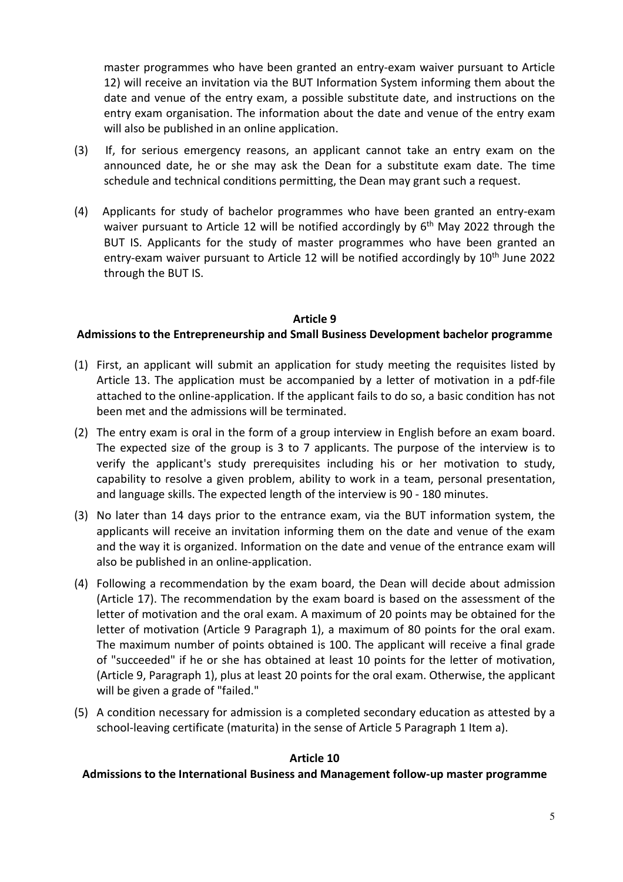master programmes who have been granted an entry-exam waiver pursuant to Article 12) will receive an invitation via the BUT Information System informing them about the date and venue of the entry exam, a possible substitute date, and instructions on the entry exam organisation. The information about the date and venue of the entry exam will also be published in an online application.

(3) If, for serious emergency reasons, an applicant cannot take an entry exam on the announced date, he or she may ask the Dean for a substitute exam date. The time schedule and technical conditions permitting, the Dean may grant such a request.

(4) Applicants for study of bachelor programmes who have been granted an entry-exam waiver pursuant to Article 12 will be notified accordingly by 6th May 2022 through the BUT IS. Applicants for the study of master programmes who have been granted an entry-exam waiver pursuant to Article 12 will be notified accordingly by 10th June 2022 through the BUT IS.

## Article 9

## Admissions to the Entrepreneurship and Small Business Development bachelor programme

(1) First, an applicant will submit an application for study meeting the requisites listed by Article 13. The application must be accompanied by a letter of motivation in a pdf-file attached to the online-application. If the applicant fails to do so, a basic condition has not been met and the admissions will be terminated.

(2) The entry exam is oral in the form of a group interview in English before an exam board. The expected size of the group is 3 to 7 applicants. The purpose of the interview is to verify the applicant's study prerequisites including his or her motivation to study, capability to resolve a given problem, ability to work in a team, personal presentation, and language skills. The expected length of the interview is 90 - 180 minutes.

(3) No later than 14 days prior to the entrance exam, via the BUT information system, the applicants will receive an invitation informing them on the date and venue of the exam and the way it is organized. Information on the date and venue of the entrance exam will also be published in an online-application.

(4) Following a recommendation by the exam board, the Dean will decide about admission (Article 17). The recommendation by the exam board is based on the assessment of the letter of motivation and the oral exam. A maximum of 20 points may be obtained for the letter of motivation (Article 9 Paragraph 1), a maximum of 80 points for the oral exam. The maximum number of points obtained is 100. The applicant will receive a final grade of "succeeded" if he or she has obtained at least 10 points for the letter of motivation, (Article 9, Paragraph 1), plus at least 20 points for the oral exam. Otherwise, the applicant will be given a grade of "failed."

(5) A condition necessary for admission is a completed secondary education as attested by a school-leaving certificate (maturita) in the sense of Article 5 Paragraph 1 Item a).

## Article 10

## Admissions to the International Business and Management follow-up master programme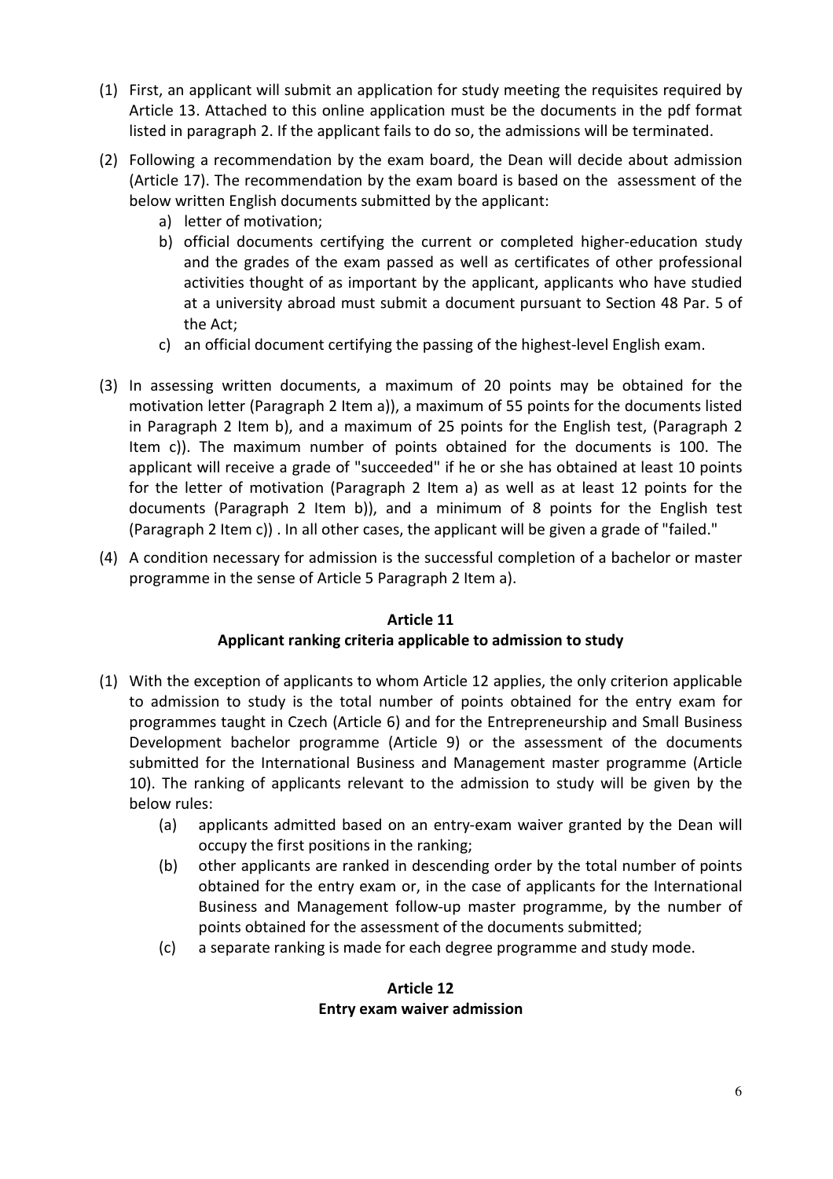(1) First, an applicant will submit an application for study meeting the requisites required by Article 13. Attached to this online application must be the documents in the pdf format listed in paragraph 2. If the applicant fails to do so, the admissions will be terminated.

(2) Following a recommendation by the exam board, the Dean will decide about admission (Article 17). The recommendation by the exam board is based on the assessment of the below written English documents submitted by the applicant:
   a) letter of motivation;
   b) official documents certifying the current or completed higher-education study and the grades of the exam passed as well as certificates of other professional activities thought of as important by the applicant, applicants who have studied at a university abroad must submit a document pursuant to Section 48 Par. 5 of the Act;
   c) an official document certifying the passing of the highest-level English exam.

(3) In assessing written documents, a maximum of 20 points may be obtained for the motivation letter (Paragraph 2 Item a)), a maximum of 55 points for the documents listed in Paragraph 2 Item b), and a maximum of 25 points for the English test, (Paragraph 2 Item c)). The maximum number of points obtained for the documents is 100. The applicant will receive a grade of "succeeded" if he or she has obtained at least 10 points for the letter of motivation (Paragraph 2 Item a) as well as at least 12 points for the documents (Paragraph 2 Item b)), and a minimum of 8 points for the English test (Paragraph 2 Item c)) . In all other cases, the applicant will be given a grade of "failed."

(4) A condition necessary for admission is the successful completion of a bachelor or master programme in the sense of Article 5 Paragraph 2 Item a).

## Article 11
## Applicant ranking criteria applicable to admission to study

(1) With the exception of applicants to whom Article 12 applies, the only criterion applicable to admission to study is the total number of points obtained for the entry exam for programmes taught in Czech (Article 6) and for the Entrepreneurship and Small Business Development bachelor programme (Article 9) or the assessment of the documents submitted for the International Business and Management master programme (Article 10). The ranking of applicants relevant to the admission to study will be given by the below rules:
   (a) applicants admitted based on an entry-exam waiver granted by the Dean will occupy the first positions in the ranking;
   (b) other applicants are ranked in descending order by the total number of points obtained for the entry exam or, in the case of applicants for the International Business and Management follow-up master programme, by the number of points obtained for the assessment of the documents submitted;
   (c) a separate ranking is made for each degree programme and study mode.

## Article 12
## Entry exam waiver admission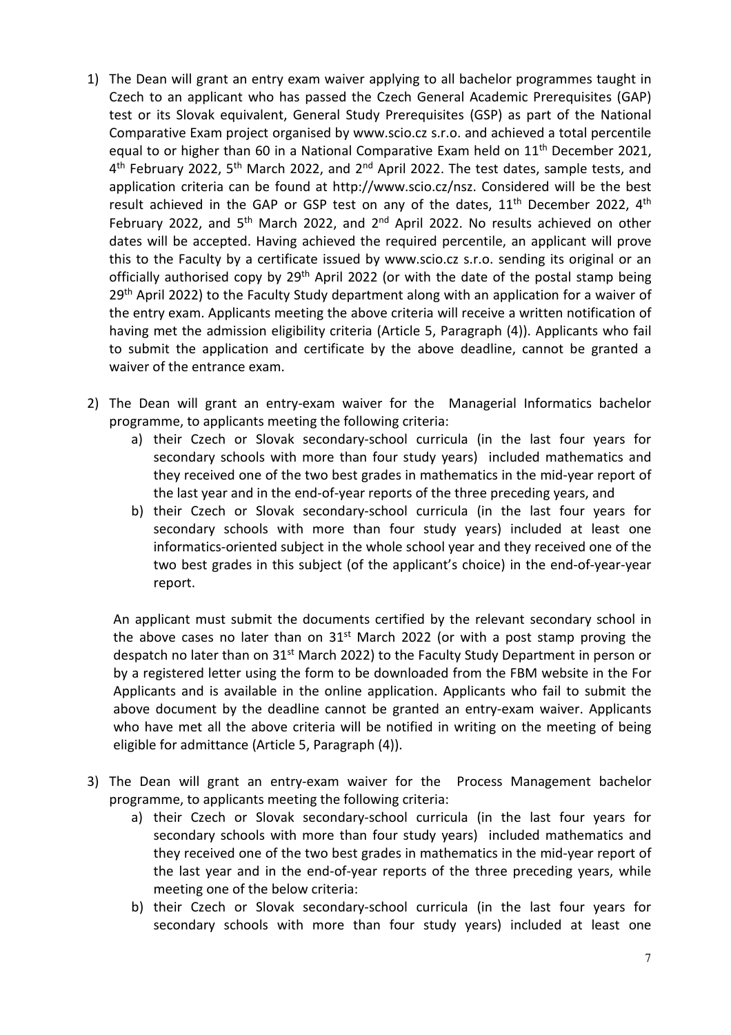1) The Dean will grant an entry exam waiver applying to all bachelor programmes taught in Czech to an applicant who has passed the Czech General Academic Prerequisites (GAP) test or its Slovak equivalent, General Study Prerequisites (GSP) as part of the National Comparative Exam project organised by www.scio.cz s.r.o. and achieved a total percentile equal to or higher than 60 in a National Comparative Exam held on 11th December 2021, 4th February 2022, 5th March 2022, and 2nd April 2022. The test dates, sample tests, and application criteria can be found at http://www.scio.cz/nsz. Considered will be the best result achieved in the GAP or GSP test on any of the dates, 11th December 2022, 4th February 2022, and 5th March 2022, and 2nd April 2022. No results achieved on other dates will be accepted. Having achieved the required percentile, an applicant will prove this to the Faculty by a certificate issued by www.scio.cz s.r.o. sending its original or an officially authorised copy by 29th April 2022 (or with the date of the postal stamp being 29th April 2022) to the Faculty Study department along with an application for a waiver of the entry exam. Applicants meeting the above criteria will receive a written notification of having met the admission eligibility criteria (Article 5, Paragraph (4)). Applicants who fail to submit the application and certificate by the above deadline, cannot be granted a waiver of the entrance exam.

2) The Dean will grant an entry-exam waiver for the Managerial Informatics bachelor programme, to applicants meeting the following criteria:
   a) their Czech or Slovak secondary-school curricula (in the last four years for secondary schools with more than four study years) included mathematics and they received one of the two best grades in mathematics in the mid-year report of the last year and in the end-of-year reports of the three preceding years, and
   b) their Czech or Slovak secondary-school curricula (in the last four years for secondary schools with more than four study years) included at least one informatics-oriented subject in the whole school year and they received one of the two best grades in this subject (of the applicant's choice) in the end-of-year-year report.

   An applicant must submit the documents certified by the relevant secondary school in the above cases no later than on 31st March 2022 (or with a post stamp proving the despatch no later than on 31st March 2022) to the Faculty Study Department in person or by a registered letter using the form to be downloaded from the FBM website in the For Applicants and is available in the online application. Applicants who fail to submit the above document by the deadline cannot be granted an entry-exam waiver. Applicants who have met all the above criteria will be notified in writing on the meeting of being eligible for admittance (Article 5, Paragraph (4)).

3) The Dean will grant an entry-exam waiver for the Process Management bachelor programme, to applicants meeting the following criteria:
   a) their Czech or Slovak secondary-school curricula (in the last four years for secondary schools with more than four study years) included mathematics and they received one of the two best grades in mathematics in the mid-year report of the last year and in the end-of-year reports of the three preceding years, while meeting one of the below criteria:
   b) their Czech or Slovak secondary-school curricula (in the last four years for secondary schools with more than four study years) included at least one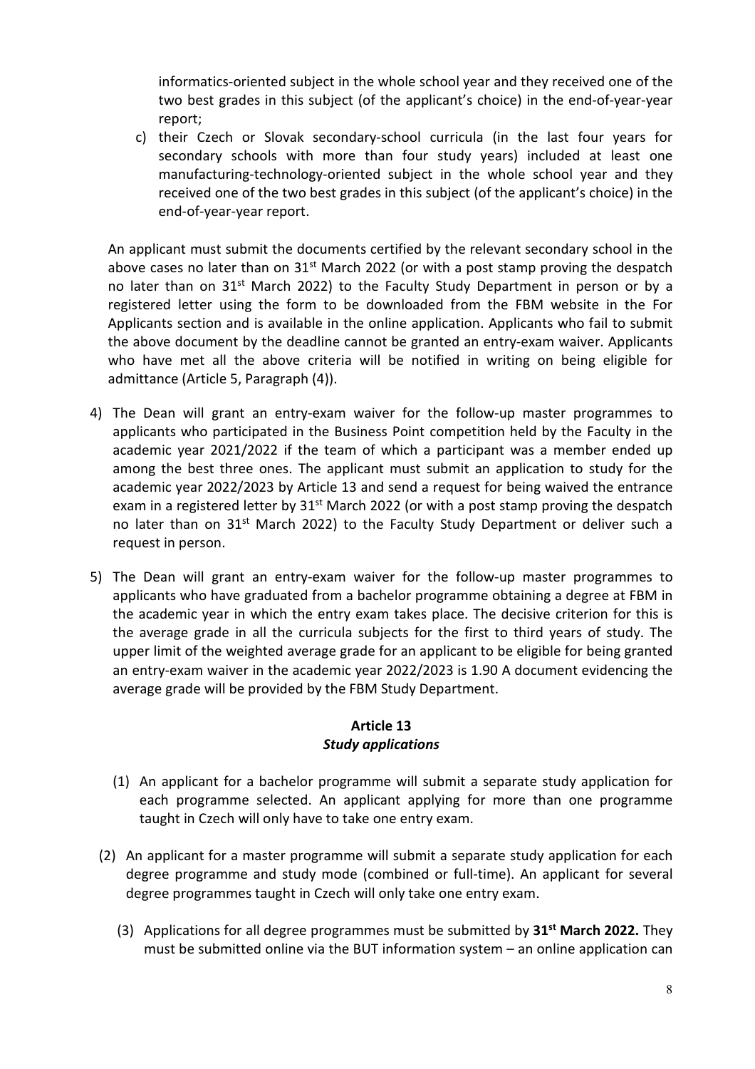informatics-oriented subject in the whole school year and they received one of the two best grades in this subject (of the applicant's choice) in the end-of-year-year report;

c) their Czech or Slovak secondary-school curricula (in the last four years for secondary schools with more than four study years) included at least one manufacturing-technology-oriented subject in the whole school year and they received one of the two best grades in this subject (of the applicant's choice) in the end-of-year-year report.

An applicant must submit the documents certified by the relevant secondary school in the above cases no later than on 31st March 2022 (or with a post stamp proving the despatch no later than on 31st March 2022) to the Faculty Study Department in person or by a registered letter using the form to be downloaded from the FBM website in the For Applicants section and is available in the online application. Applicants who fail to submit the above document by the deadline cannot be granted an entry-exam waiver. Applicants who have met all the above criteria will be notified in writing on being eligible for admittance (Article 5, Paragraph (4)).

4) The Dean will grant an entry-exam waiver for the follow-up master programmes to applicants who participated in the Business Point competition held by the Faculty in the academic year 2021/2022 if the team of which a participant was a member ended up among the best three ones. The applicant must submit an application to study for the academic year 2022/2023 by Article 13 and send a request for being waived the entrance exam in a registered letter by 31st March 2022 (or with a post stamp proving the despatch no later than on 31st March 2022) to the Faculty Study Department or deliver such a request in person.

5) The Dean will grant an entry-exam waiver for the follow-up master programmes to applicants who have graduated from a bachelor programme obtaining a degree at FBM in the academic year in which the entry exam takes place. The decisive criterion for this is the average grade in all the curricula subjects for the first to third years of study. The upper limit of the weighted average grade for an applicant to be eligible for being granted an entry-exam waiver in the academic year 2022/2023 is 1.90 A document evidencing the average grade will be provided by the FBM Study Department.

## Article 13
### *Study applications*

(1) An applicant for a bachelor programme will submit a separate study application for each programme selected. An applicant applying for more than one programme taught in Czech will only have to take one entry exam.

(2) An applicant for a master programme will submit a separate study application for each degree programme and study mode (combined or full-time). An applicant for several degree programmes taught in Czech will only take one entry exam.

(3) Applications for all degree programmes must be submitted by **31st March 2022.** They must be submitted online via the BUT information system – an online application can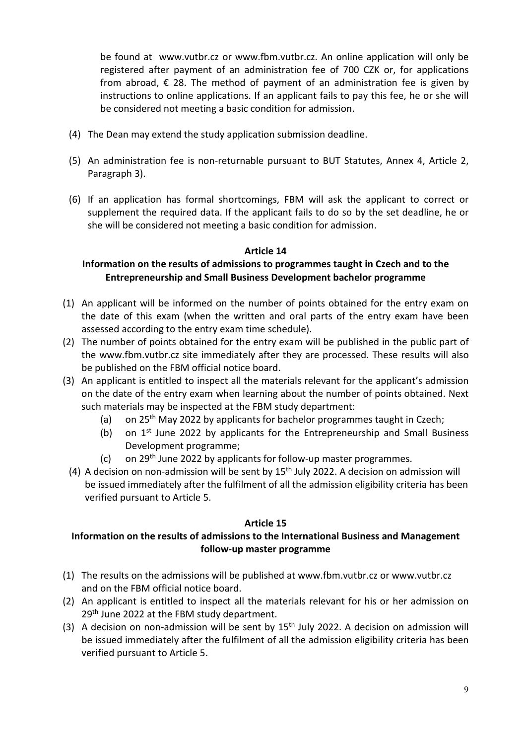be found at www.vutbr.cz or www.fbm.vutbr.cz. An online application will only be registered after payment of an administration fee of 700 CZK or, for applications from abroad, € 28. The method of payment of an administration fee is given by instructions to online applications. If an applicant fails to pay this fee, he or she will be considered not meeting a basic condition for admission.

(4) The Dean may extend the study application submission deadline.

(5) An administration fee is non-returnable pursuant to BUT Statutes, Annex 4, Article 2, Paragraph 3).

(6) If an application has formal shortcomings, FBM will ask the applicant to correct or supplement the required data. If the applicant fails to do so by the set deadline, he or she will be considered not meeting a basic condition for admission.

## Article 14

### Information on the results of admissions to programmes taught in Czech and to the Entrepreneurship and Small Business Development bachelor programme

(1) An applicant will be informed on the number of points obtained for the entry exam on the date of this exam (when the written and oral parts of the entry exam have been assessed according to the entry exam time schedule).

(2) The number of points obtained for the entry exam will be published in the public part of the www.fbm.vutbr.cz site immediately after they are processed. These results will also be published on the FBM official notice board.

(3) An applicant is entitled to inspect all the materials relevant for the applicant's admission on the date of the entry exam when learning about the number of points obtained. Next such materials may be inspected at the FBM study department:
   (a) on 25th May 2022 by applicants for bachelor programmes taught in Czech;
   (b) on 1st June 2022 by applicants for the Entrepreneurship and Small Business Development programme;
   (c) on 29th June 2022 by applicants for follow-up master programmes.

(4) A decision on non-admission will be sent by 15th July 2022. A decision on admission will be issued immediately after the fulfilment of all the admission eligibility criteria has been verified pursuant to Article 5.

## Article 15

### Information on the results of admissions to the International Business and Management follow-up master programme

(1) The results on the admissions will be published at www.fbm.vutbr.cz or www.vutbr.cz and on the FBM official notice board.

(2) An applicant is entitled to inspect all the materials relevant for his or her admission on 29th June 2022 at the FBM study department.

(3) A decision on non-admission will be sent by 15th July 2022. A decision on admission will be issued immediately after the fulfilment of all the admission eligibility criteria has been verified pursuant to Article 5.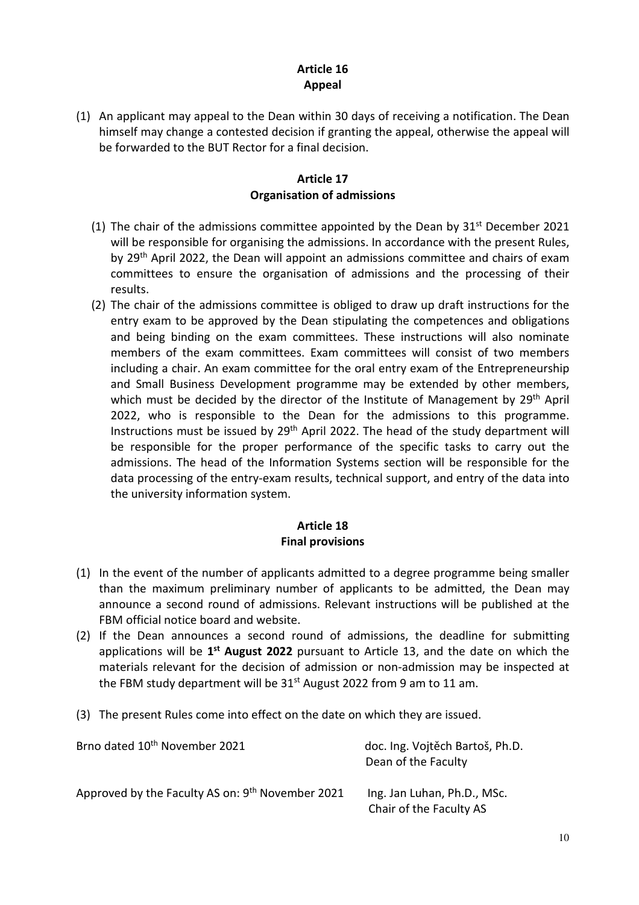**Article 16**
**Appeal**

(1) An applicant may appeal to the Dean within 30 days of receiving a notification. The Dean himself may change a contested decision if granting the appeal, otherwise the appeal will be forwarded to the BUT Rector for a final decision.

**Article 17**
**Organisation of admissions**

(1) The chair of the admissions committee appointed by the Dean by 31st December 2021 will be responsible for organising the admissions. In accordance with the present Rules, by 29th April 2022, the Dean will appoint an admissions committee and chairs of exam committees to ensure the organisation of admissions and the processing of their results.
(2) The chair of the admissions committee is obliged to draw up draft instructions for the entry exam to be approved by the Dean stipulating the competences and obligations and being binding on the exam committees. These instructions will also nominate members of the exam committees. Exam committees will consist of two members including a chair. An exam committee for the oral entry exam of the Entrepreneurship and Small Business Development programme may be extended by other members, which must be decided by the director of the Institute of Management by 29th April 2022, who is responsible to the Dean for the admissions to this programme. Instructions must be issued by 29th April 2022. The head of the study department will be responsible for the proper performance of the specific tasks to carry out the admissions. The head of the Information Systems section will be responsible for the data processing of the entry-exam results, technical support, and entry of the data into the university information system.

**Article 18**
**Final provisions**

(1) In the event of the number of applicants admitted to a degree programme being smaller than the maximum preliminary number of applicants to be admitted, the Dean may announce a second round of admissions. Relevant instructions will be published at the FBM official notice board and website.
(2) If the Dean announces a second round of admissions, the deadline for submitting applications will be **1st August 2022** pursuant to Article 13, and the date on which the materials relevant for the decision of admission or non-admission may be inspected at the FBM study department will be 31st August 2022 from 9 am to 11 am.

(3) The present Rules come into effect on the date on which they are issued.

Brno dated 10th November 2021

doc. Ing. Vojtěch Bartoš, Ph.D.
Dean of the Faculty

Approved by the Faculty AS on: 9th November 2021

Ing. Jan Luhan, Ph.D., MSc.
Chair of the Faculty AS